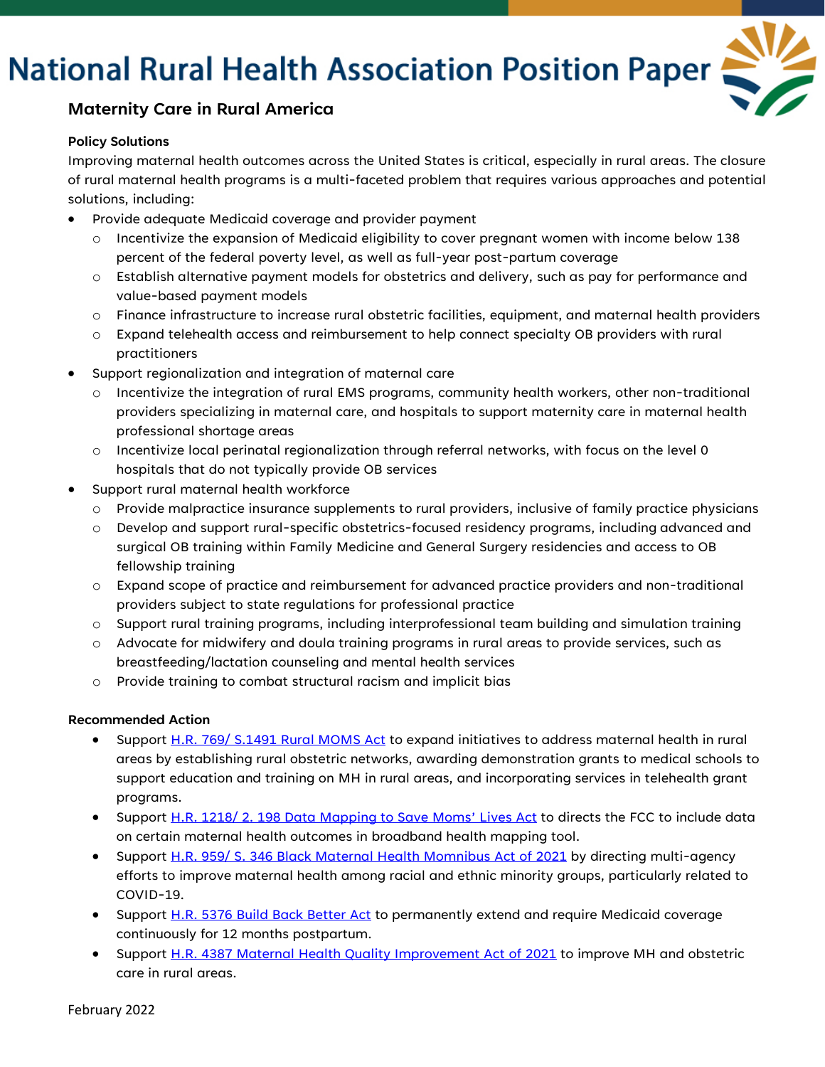# National Rural Health Association Position Paper

## Maternity Care in Rural America

**Policy Solutions**

Improving maternal health outcomes across the United States is critical, especially in rural areas. The closure of rural maternal health programs is a multi-faceted problem that requires various approaches and potential solutions, including:

- Provide adequate Medicaid coverage and provider payment
  - Incentivize the expansion of Medicaid eligibility to cover pregnant women with income below 138 percent of the federal poverty level, as well as full-year post-partum coverage
  - Establish alternative payment models for obstetrics and delivery, such as pay for performance and value-based payment models
  - Finance infrastructure to increase rural obstetric facilities, equipment, and maternal health providers
  - Expand telehealth access and reimbursement to help connect specialty OB providers with rural practitioners
- Support regionalization and integration of maternal care
  - Incentivize the integration of rural EMS programs, community health workers, other non-traditional providers specializing in maternal care, and hospitals to support maternity care in maternal health professional shortage areas
  - Incentivize local perinatal regionalization through referral networks, with focus on the level 0 hospitals that do not typically provide OB services
- Support rural maternal health workforce
  - Provide malpractice insurance supplements to rural providers, inclusive of family practice physicians
  - Develop and support rural-specific obstetrics-focused residency programs, including advanced and surgical OB training within Family Medicine and General Surgery residencies and access to OB fellowship training
  - Expand scope of practice and reimbursement for advanced practice providers and non-traditional providers subject to state regulations for professional practice
  - Support rural training programs, including interprofessional team building and simulation training
  - Advocate for midwifery and doula training programs in rural areas to provide services, such as breastfeeding/lactation counseling and mental health services
  - Provide training to combat structural racism and implicit bias

**Recommended Action**

- Support H.R. 769/ S.1491 Rural MOMS Act to expand initiatives to address maternal health in rural areas by establishing rural obstetric networks, awarding demonstration grants to medical schools to support education and training on MH in rural areas, and incorporating services in telehealth grant programs.
- Support H.R. 1218/ 2. 198 Data Mapping to Save Moms' Lives Act to directs the FCC to include data on certain maternal health outcomes in broadband health mapping tool.
- Support H.R. 959/ S. 346 Black Maternal Health Momnibus Act of 2021 by directing multi-agency efforts to improve maternal health among racial and ethnic minority groups, particularly related to COVID-19.
- Support H.R. 5376 Build Back Better Act to permanently extend and require Medicaid coverage continuously for 12 months postpartum.
- Support H.R. 4387 Maternal Health Quality Improvement Act of 2021 to improve MH and obstetric care in rural areas.

February 2022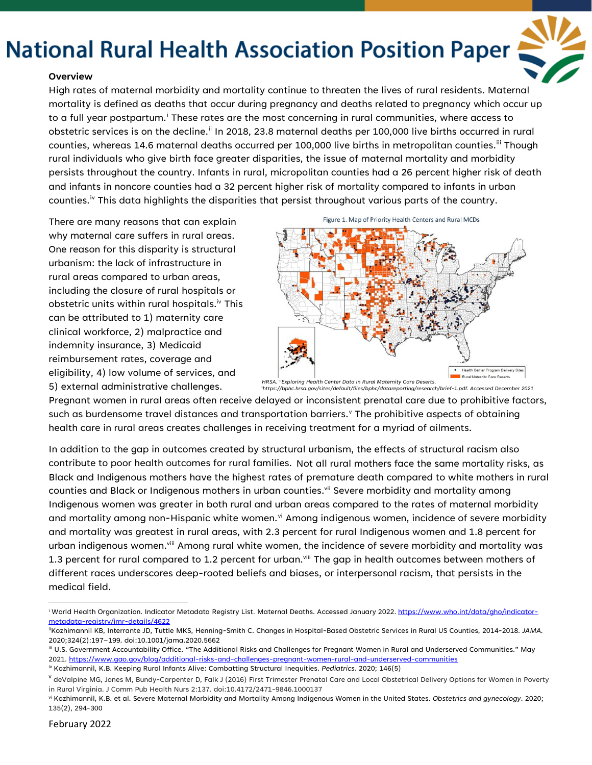# National Rural Health Association Position Paper

**Overview**

High rates of maternal morbidity and mortality continue to threaten the lives of rural residents. Maternal mortality is defined as deaths that occur during pregnancy and deaths related to pregnancy which occur up to a full year postpartum.[i] These rates are the most concerning in rural communities, where access to obstetric services is on the decline.[ii] In 2018, 23.8 maternal deaths per 100,000 live births occurred in rural counties, whereas 14.6 maternal deaths occurred per 100,000 live births in metropolitan counties.[iii] Though rural individuals who give birth face greater disparities, the issue of maternal mortality and morbidity persists throughout the country. Infants in rural, micropolitan counties had a 26 percent higher risk of death and infants in noncore counties had a 32 percent higher risk of mortality compared to infants in urban counties.[iv] This data highlights the disparities that persist throughout various parts of the country.

There are many reasons that can explain why maternal care suffers in rural areas. One reason for this disparity is structural urbanism: the lack of infrastructure in rural areas compared to urban areas, including the closure of rural hospitals or obstetric units within rural hospitals.[iv] This can be attributed to 1) maternity care clinical workforce, 2) malpractice and indemnity insurance, 3) Medicaid reimbursement rates, coverage and eligibility, 4) low volume of services, and 5) external administrative challenges. Pregnant women in rural areas often receive delayed or inconsistent prenatal care due to prohibitive factors, such as burdensome travel distances and transportation barriers.[v] The prohibitive aspects of obtaining health care in rural areas creates challenges in receiving treatment for a myriad of ailments.

Figure 1. Map of Priority Health Centers and Rural MCDs

Health Center Program Delivery Sites

Rural Maternity Care Deserts

*HRSA. "Exploring Health Center Data in Rural Maternity Care Deserts. "https://bphc.hrsa.gov/sites/default/files/bphc/datareporting/research/brief-1.pdf. Accessed December 2021*

In addition to the gap in outcomes created by structural urbanism, the effects of structural racism also contribute to poor health outcomes for rural families. Not all rural mothers face the same mortality risks, as Black and Indigenous mothers have the highest rates of premature death compared to white mothers in rural counties and Black or Indigenous mothers in urban counties.[vii] Severe morbidity and mortality among Indigenous women was greater in both rural and urban areas compared to the rates of maternal morbidity and mortality among non-Hispanic white women.[vi] Among indigenous women, incidence of severe morbidity and mortality was greatest in rural areas, with 2.3 percent for rural Indigenous women and 1.8 percent for urban indigenous women.[viii] Among rural white women, the incidence of severe morbidity and mortality was 1.3 percent for rural compared to 1.2 percent for urban.[viii] The gap in health outcomes between mothers of different races underscores deep-rooted beliefs and biases, or interpersonal racism, that persists in the medical field.

---

[i] World Health Organization. Indicator Metadata Registry List. Maternal Deaths. Accessed January 2022. https://www.who.int/data/gho/indicator-metadata-registry/imr-details/4622

[ii] Kozhimannil KB, Interrante JD, Tuttle MKS, Henning-Smith C. Changes in Hospital-Based Obstetric Services in Rural US Counties, 2014-2018. *JAMA*. 2020;324(2):197–199. doi:10.1001/jama.2020.5662

[iii] U.S. Government Accountability Office. "The Additional Risks and Challenges for Pregnant Women in Rural and Underserved Communities." May 2021. https://www.gao.gov/blog/additional-risks-and-challenges-pregnant-women-rural-and-underserved-communities

[iv] Kozhimannil, K.B. Keeping Rural Infants Alive: Combatting Structural Inequities. *Pediatrics*. 2020; 146(5)

[v] deValpine MG, Jones M, Bundy-Carpenter D, Falk J (2016) First Trimester Prenatal Care and Local Obstetrical Delivery Options for Women in Poverty in Rural Virginia. J Comm Pub Health Nurs 2:137. doi:10.4172/2471-9846.1000137

[vi] Kozhimannil, K.B. et al. Severe Maternal Morbidity and Mortality Among Indigenous Women in the United States. *Obstetrics and gynecology*. 2020; 135(2), 294-300

February 2022